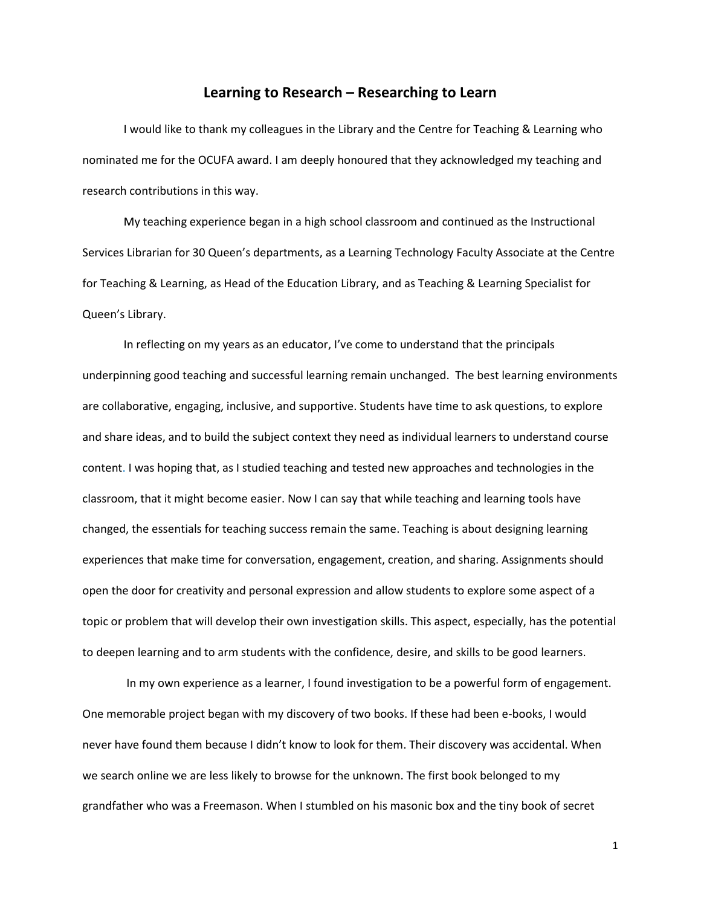# Learning to Research – Researching to Learn

I would like to thank my colleagues in the Library and the Centre for Teaching & Learning who nominated me for the OCUFA award. I am deeply honoured that they acknowledged my teaching and research contributions in this way.

My teaching experience began in a high school classroom and continued as the Instructional Services Librarian for 30 Queen's departments, as a Learning Technology Faculty Associate at the Centre for Teaching & Learning, as Head of the Education Library, and as Teaching & Learning Specialist for Queen's Library.

In reflecting on my years as an educator, I've come to understand that the principals underpinning good teaching and successful learning remain unchanged. The best learning environments are collaborative, engaging, inclusive, and supportive. Students have time to ask questions, to explore and share ideas, and to build the subject context they need as individual learners to understand course content. I was hoping that, as I studied teaching and tested new approaches and technologies in the classroom, that it might become easier. Now I can say that while teaching and learning tools have changed, the essentials for teaching success remain the same. Teaching is about designing learning experiences that make time for conversation, engagement, creation, and sharing. Assignments should open the door for creativity and personal expression and allow students to explore some aspect of a topic or problem that will develop their own investigation skills. This aspect, especially, has the potential to deepen learning and to arm students with the confidence, desire, and skills to be good learners.

In my own experience as a learner, I found investigation to be a powerful form of engagement. One memorable project began with my discovery of two books. If these had been e-books, I would never have found them because I didn't know to look for them. Their discovery was accidental. When we search online we are less likely to browse for the unknown. The first book belonged to my grandfather who was a Freemason. When I stumbled on his masonic box and the tiny book of secret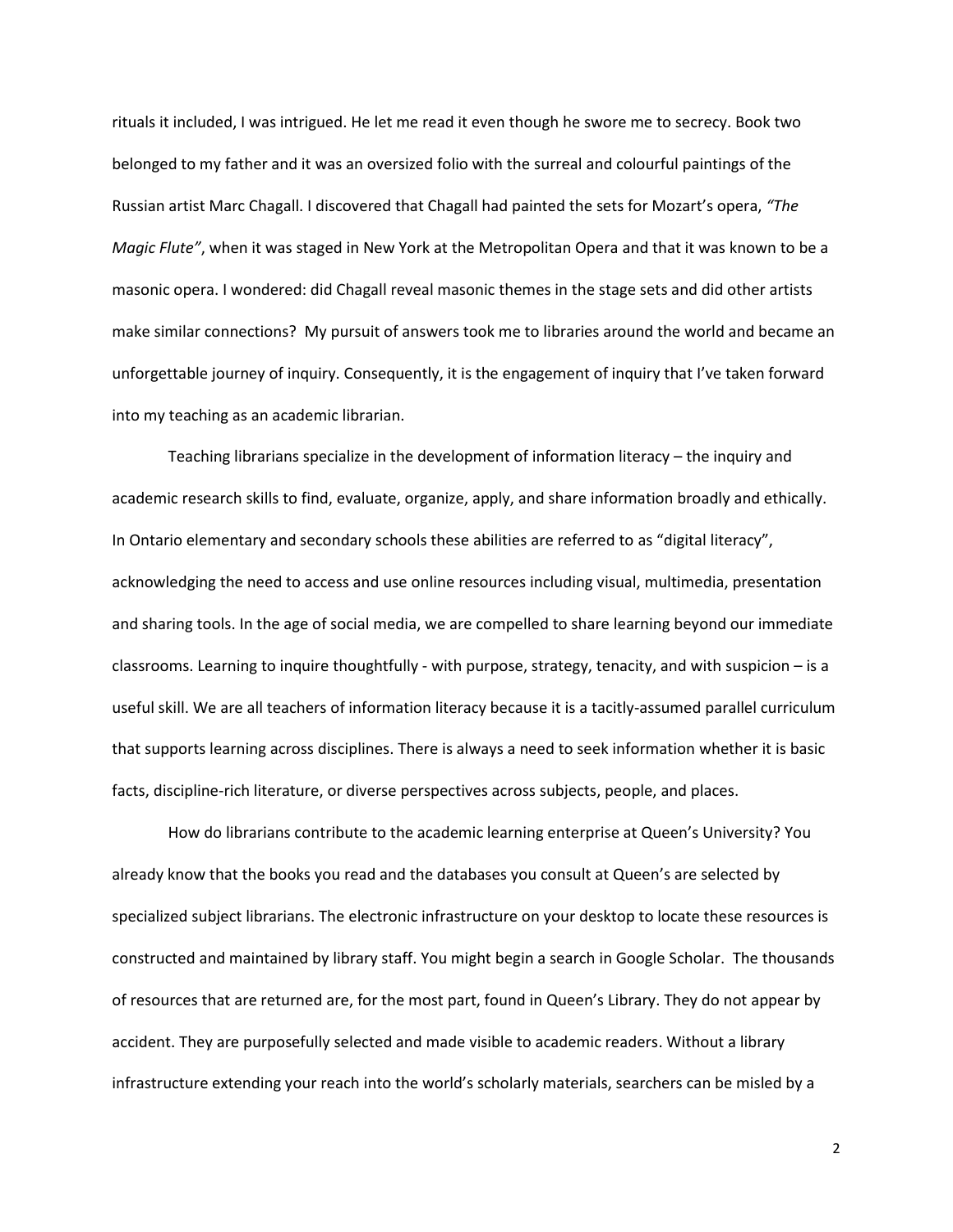rituals it included, I was intrigued. He let me read it even though he swore me to secrecy. Book two belonged to my father and it was an oversized folio with the surreal and colourful paintings of the Russian artist Marc Chagall. I discovered that Chagall had painted the sets for Mozart's opera, *"The Magic Flute"*, when it was staged in New York at the Metropolitan Opera and that it was known to be a masonic opera. I wondered: did Chagall reveal masonic themes in the stage sets and did other artists make similar connections? My pursuit of answers took me to libraries around the world and became an unforgettable journey of inquiry. Consequently, it is the engagement of inquiry that I've taken forward into my teaching as an academic librarian.

Teaching librarians specialize in the development of information literacy – the inquiry and academic research skills to find, evaluate, organize, apply, and share information broadly and ethically. In Ontario elementary and secondary schools these abilities are referred to as "digital literacy", acknowledging the need to access and use online resources including visual, multimedia, presentation and sharing tools. In the age of social media, we are compelled to share learning beyond our immediate classrooms. Learning to inquire thoughtfully - with purpose, strategy, tenacity, and with suspicion – is a useful skill. We are all teachers of information literacy because it is a tacitly-assumed parallel curriculum that supports learning across disciplines. There is always a need to seek information whether it is basic facts, discipline-rich literature, or diverse perspectives across subjects, people, and places.

How do librarians contribute to the academic learning enterprise at Queen's University? You already know that the books you read and the databases you consult at Queen's are selected by specialized subject librarians. The electronic infrastructure on your desktop to locate these resources is constructed and maintained by library staff. You might begin a search in Google Scholar. The thousands of resources that are returned are, for the most part, found in Queen's Library. They do not appear by accident. They are purposefully selected and made visible to academic readers. Without a library infrastructure extending your reach into the world's scholarly materials, searchers can be misled by a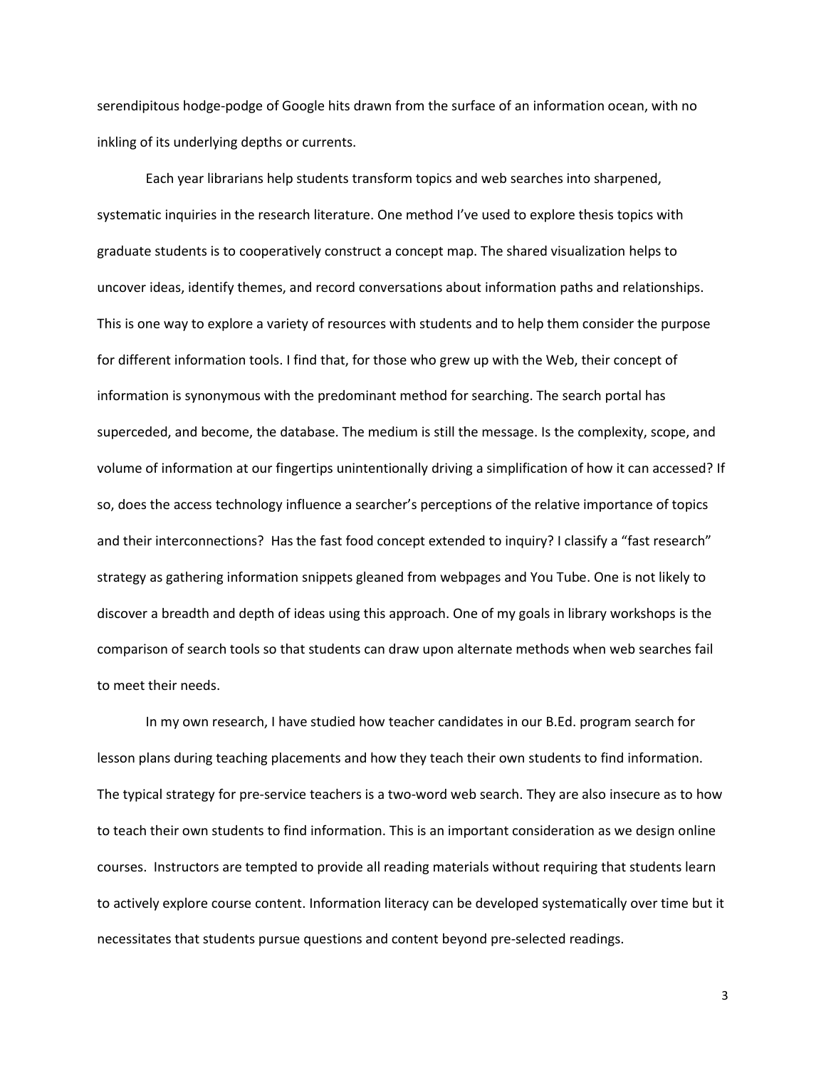serendipitous hodge-podge of Google hits drawn from the surface of an information ocean, with no inkling of its underlying depths or currents.

Each year librarians help students transform topics and web searches into sharpened, systematic inquiries in the research literature. One method I've used to explore thesis topics with graduate students is to cooperatively construct a concept map. The shared visualization helps to uncover ideas, identify themes, and record conversations about information paths and relationships. This is one way to explore a variety of resources with students and to help them consider the purpose for different information tools. I find that, for those who grew up with the Web, their concept of information is synonymous with the predominant method for searching. The search portal has superceded, and become, the database. The medium is still the message. Is the complexity, scope, and volume of information at our fingertips unintentionally driving a simplification of how it can accessed? If so, does the access technology influence a searcher's perceptions of the relative importance of topics and their interconnections? Has the fast food concept extended to inquiry? I classify a "fast research" strategy as gathering information snippets gleaned from webpages and You Tube. One is not likely to discover a breadth and depth of ideas using this approach. One of my goals in library workshops is the comparison of search tools so that students can draw upon alternate methods when web searches fail to meet their needs.

In my own research, I have studied how teacher candidates in our B.Ed. program search for lesson plans during teaching placements and how they teach their own students to find information. The typical strategy for pre-service teachers is a two-word web search. They are also insecure as to how to teach their own students to find information. This is an important consideration as we design online courses. Instructors are tempted to provide all reading materials without requiring that students learn to actively explore course content. Information literacy can be developed systematically over time but it necessitates that students pursue questions and content beyond pre-selected readings.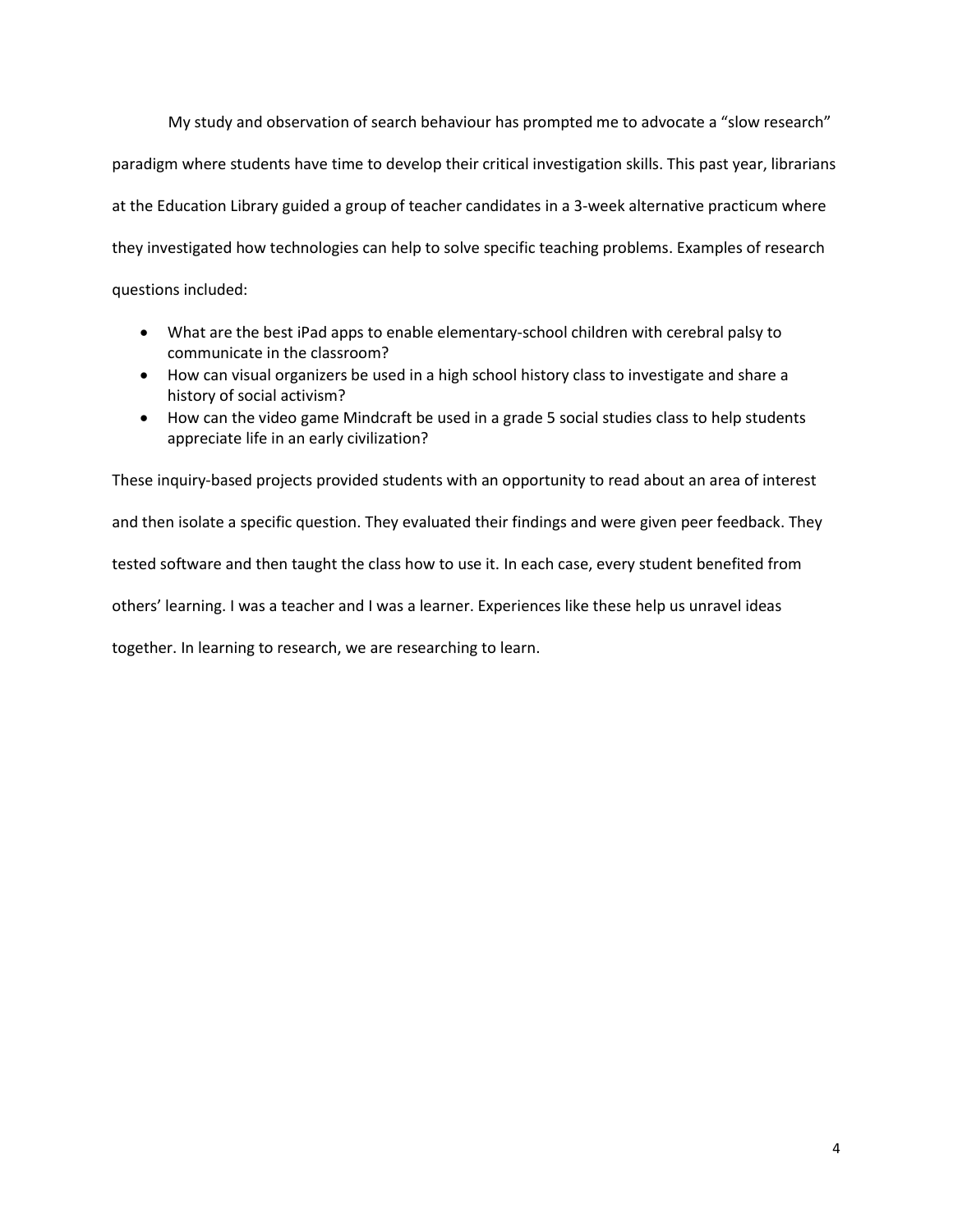My study and observation of search behaviour has prompted me to advocate a "slow research" paradigm where students have time to develop their critical investigation skills. This past year, librarians at the Education Library guided a group of teacher candidates in a 3-week alternative practicum where they investigated how technologies can help to solve specific teaching problems. Examples of research questions included:

- What are the best iPad apps to enable elementary-school children with cerebral palsy to communicate in the classroom?
- How can visual organizers be used in a high school history class to investigate and share a history of social activism?
- How can the video game Mindcraft be used in a grade 5 social studies class to help students appreciate life in an early civilization?

These inquiry-based projects provided students with an opportunity to read about an area of interest and then isolate a specific question. They evaluated their findings and were given peer feedback. They tested software and then taught the class how to use it. In each case, every student benefited from others' learning. I was a teacher and I was a learner. Experiences like these help us unravel ideas together. In learning to research, we are researching to learn.